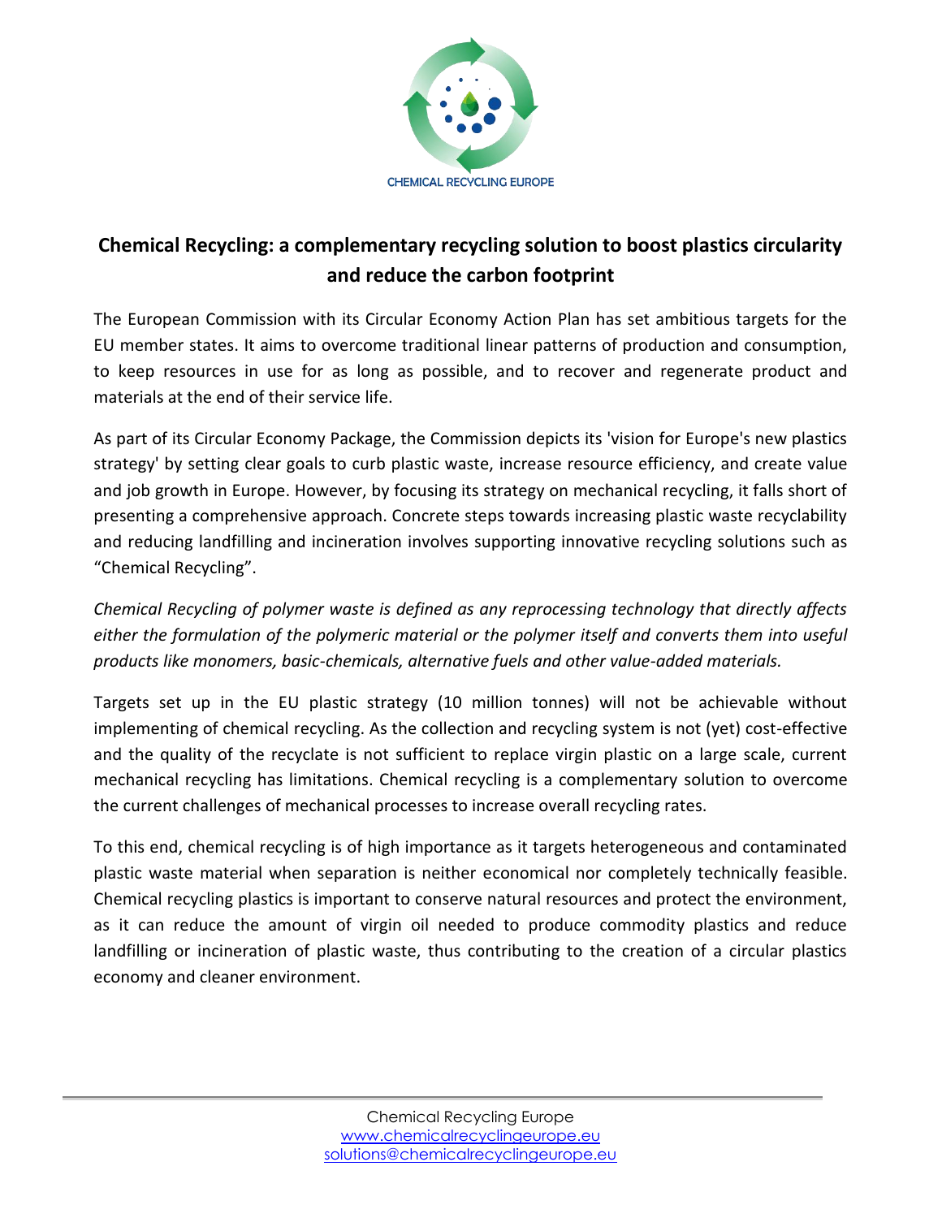CHEMICAL RECYCLING EUROPE

# Chemical Recycling: a complementary recycling solution to boost plastics circularity and reduce the carbon footprint

The European Commission with its Circular Economy Action Plan has set ambitious targets for the EU member states. It aims to overcome traditional linear patterns of production and consumption, to keep resources in use for as long as possible, and to recover and regenerate product and materials at the end of their service life.

As part of its Circular Economy Package, the Commission depicts its 'vision for Europe's new plastics strategy' by setting clear goals to curb plastic waste, increase resource efficiency, and create value and job growth in Europe. However, by focusing its strategy on mechanical recycling, it falls short of presenting a comprehensive approach. Concrete steps towards increasing plastic waste recyclability and reducing landfilling and incineration involves supporting innovative recycling solutions such as "Chemical Recycling".

*Chemical Recycling of polymer waste is defined as any reprocessing technology that directly affects either the formulation of the polymeric material or the polymer itself and converts them into useful products like monomers, basic-chemicals, alternative fuels and other value-added materials.*

Targets set up in the EU plastic strategy (10 million tonnes) will not be achievable without implementing of chemical recycling. As the collection and recycling system is not (yet) cost-effective and the quality of the recyclate is not sufficient to replace virgin plastic on a large scale, current mechanical recycling has limitations. Chemical recycling is a complementary solution to overcome the current challenges of mechanical processes to increase overall recycling rates.

To this end, chemical recycling is of high importance as it targets heterogeneous and contaminated plastic waste material when separation is neither economical nor completely technically feasible. Chemical recycling plastics is important to conserve natural resources and protect the environment, as it can reduce the amount of virgin oil needed to produce commodity plastics and reduce landfilling or incineration of plastic waste, thus contributing to the creation of a circular plastics economy and cleaner environment.

Chemical Recycling Europe
www.chemicalrecyclingeurope.eu
solutions@chemicalrecyclingeurope.eu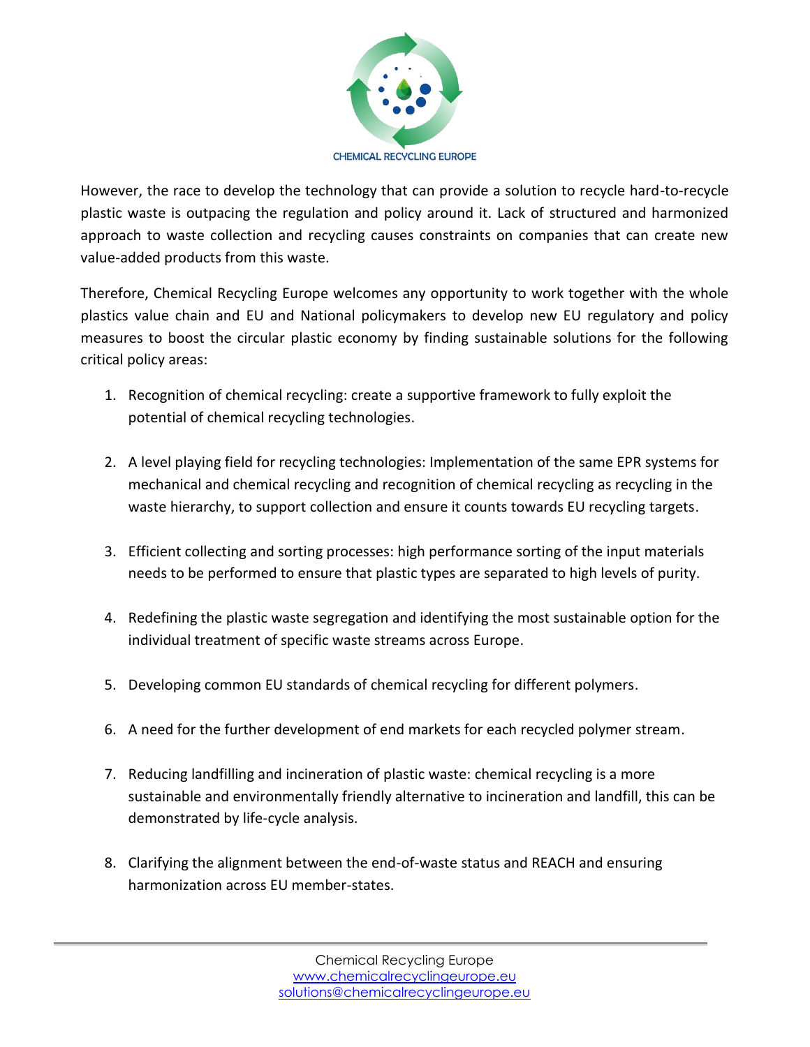However, the race to develop the technology that can provide a solution to recycle hard-to-recycle plastic waste is outpacing the regulation and policy around it. Lack of structured and harmonized approach to waste collection and recycling causes constraints on companies that can create new value-added products from this waste.

Therefore, Chemical Recycling Europe welcomes any opportunity to work together with the whole plastics value chain and EU and National policymakers to develop new EU regulatory and policy measures to boost the circular plastic economy by finding sustainable solutions for the following critical policy areas:

1. Recognition of chemical recycling: create a supportive framework to fully exploit the potential of chemical recycling technologies.
2. A level playing field for recycling technologies: Implementation of the same EPR systems for mechanical and chemical recycling and recognition of chemical recycling as recycling in the waste hierarchy, to support collection and ensure it counts towards EU recycling targets.
3. Efficient collecting and sorting processes: high performance sorting of the input materials needs to be performed to ensure that plastic types are separated to high levels of purity.
4. Redefining the plastic waste segregation and identifying the most sustainable option for the individual treatment of specific waste streams across Europe.
5. Developing common EU standards of chemical recycling for different polymers.
6. A need for the further development of end markets for each recycled polymer stream.
7. Reducing landfilling and incineration of plastic waste: chemical recycling is a more sustainable and environmentally friendly alternative to incineration and landfill, this can be demonstrated by life-cycle analysis.
8. Clarifying the alignment between the end-of-waste status and REACH and ensuring harmonization across EU member-states.